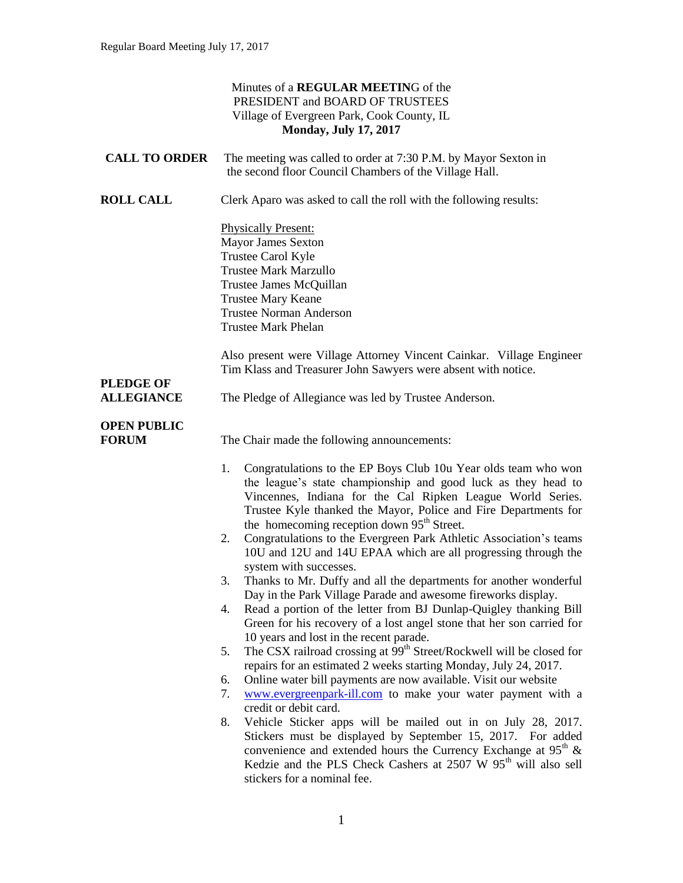Minutes of a **REGULAR MEETING** of the
PRESIDENT and BOARD OF TRUSTEES
Village of Evergreen Park, Cook County, IL
**Monday, July 17, 2017**

**CALL TO ORDER** The meeting was called to order at 7:30 P.M. by Mayor Sexton in the second floor Council Chambers of the Village Hall.

**ROLL CALL** Clerk Aparo was asked to call the roll with the following results:

Physically Present:
Mayor James Sexton
Trustee Carol Kyle
Trustee Mark Marzullo
Trustee James McQuillan
Trustee Mary Keane
Trustee Norman Anderson
Trustee Mark Phelan

Also present were Village Attorney Vincent Cainkar. Village Engineer Tim Klass and Treasurer John Sawyers were absent with notice.

**PLEDGE OF ALLEGIANCE** The Pledge of Allegiance was led by Trustee Anderson.

**OPEN PUBLIC FORUM** The Chair made the following announcements:

1. Congratulations to the EP Boys Club 10u Year olds team who won the league's state championship and good luck as they head to Vincennes, Indiana for the Cal Ripken League World Series. Trustee Kyle thanked the Mayor, Police and Fire Departments for the homecoming reception down 95th Street.
2. Congratulations to the Evergreen Park Athletic Association's teams 10U and 12U and 14U EPAA which are all progressing through the system with successes.
3. Thanks to Mr. Duffy and all the departments for another wonderful Day in the Park Village Parade and awesome fireworks display.
4. Read a portion of the letter from BJ Dunlap-Quigley thanking Bill Green for his recovery of a lost angel stone that her son carried for 10 years and lost in the recent parade.
5. The CSX railroad crossing at 99th Street/Rockwell will be closed for repairs for an estimated 2 weeks starting Monday, July 24, 2017.
6. Online water bill payments are now available. Visit our website
7. www.evergreenpark-ill.com to make your water payment with a credit or debit card.
8. Vehicle Sticker apps will be mailed out in on July 28, 2017. Stickers must be displayed by September 15, 2017. For added convenience and extended hours the Currency Exchange at 95th & Kedzie and the PLS Check Cashers at 2507 W 95th will also sell stickers for a nominal fee.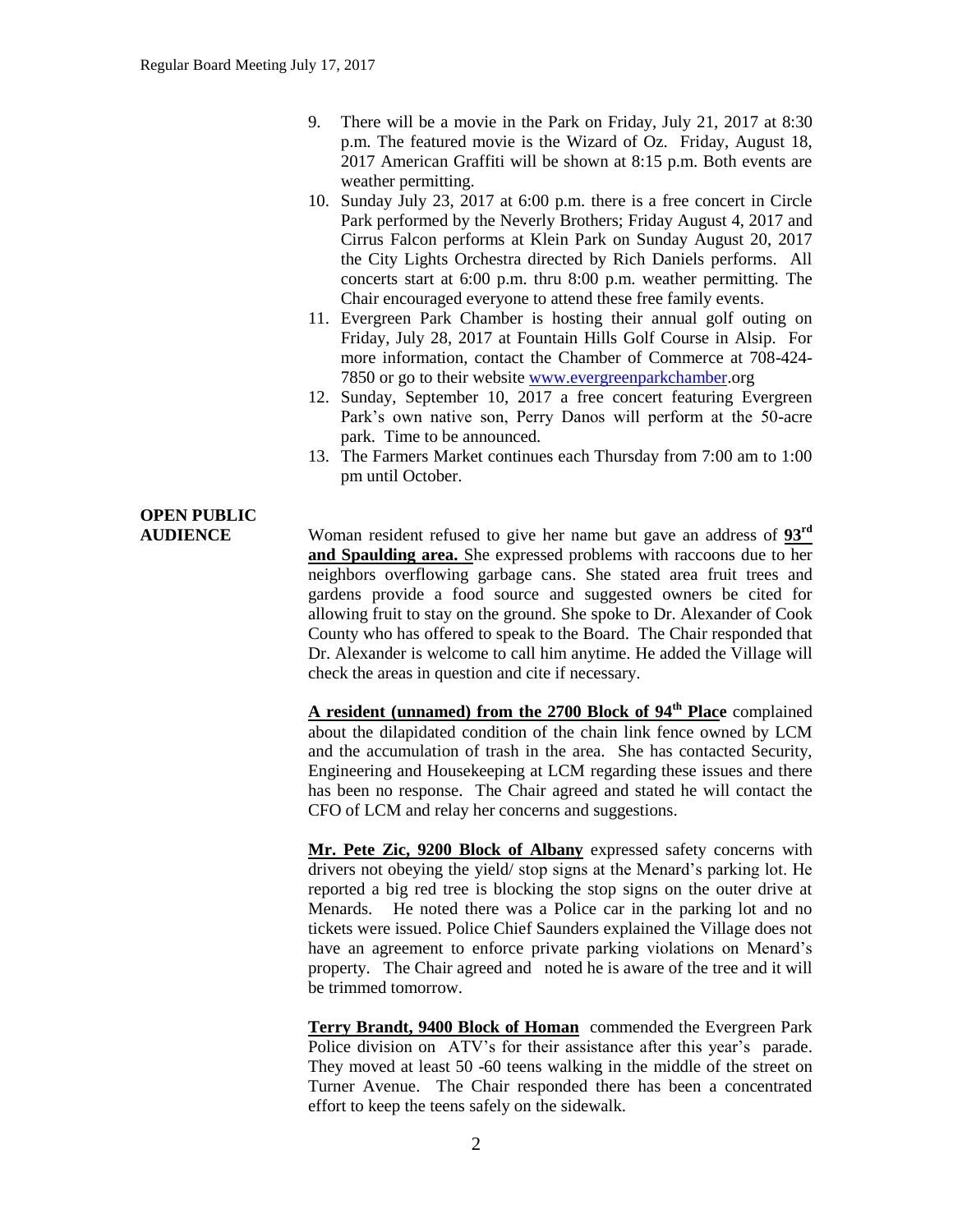9. There will be a movie in the Park on Friday, July 21, 2017 at 8:30 p.m. The featured movie is the Wizard of Oz. Friday, August 18, 2017 American Graffiti will be shown at 8:15 p.m. Both events are weather permitting.
10. Sunday July 23, 2017 at 6:00 p.m. there is a free concert in Circle Park performed by the Neverly Brothers; Friday August 4, 2017 and Cirrus Falcon performs at Klein Park on Sunday August 20, 2017 the City Lights Orchestra directed by Rich Daniels performs. All concerts start at 6:00 p.m. thru 8:00 p.m. weather permitting. The Chair encouraged everyone to attend these free family events.
11. Evergreen Park Chamber is hosting their annual golf outing on Friday, July 28, 2017 at Fountain Hills Golf Course in Alsip. For more information, contact the Chamber of Commerce at 708-424-7850 or go to their website www.evergreenparkchamber.org
12. Sunday, September 10, 2017 a free concert featuring Evergreen Park's own native son, Perry Danos will perform at the 50-acre park. Time to be announced.
13. The Farmers Market continues each Thursday from 7:00 am to 1:00 pm until October.

**OPEN PUBLIC AUDIENCE**

Woman resident refused to give her name but gave an address of **93rd and Spaulding area.** She expressed problems with raccoons due to her neighbors overflowing garbage cans. She stated area fruit trees and gardens provide a food source and suggested owners be cited for allowing fruit to stay on the ground. She spoke to Dr. Alexander of Cook County who has offered to speak to the Board. The Chair responded that Dr. Alexander is welcome to call him anytime. He added the Village will check the areas in question and cite if necessary.

**A resident (unnamed) from the 2700 Block of 94th Place** complained about the dilapidated condition of the chain link fence owned by LCM and the accumulation of trash in the area. She has contacted Security, Engineering and Housekeeping at LCM regarding these issues and there has been no response. The Chair agreed and stated he will contact the CFO of LCM and relay her concerns and suggestions.

**Mr. Pete Zic, 9200 Block of Albany** expressed safety concerns with drivers not obeying the yield/ stop signs at the Menard's parking lot. He reported a big red tree is blocking the stop signs on the outer drive at Menards. He noted there was a Police car in the parking lot and no tickets were issued. Police Chief Saunders explained the Village does not have an agreement to enforce private parking violations on Menard's property. The Chair agreed and noted he is aware of the tree and it will be trimmed tomorrow.

**Terry Brandt, 9400 Block of Homan** commended the Evergreen Park Police division on ATV's for their assistance after this year's parade. They moved at least 50 -60 teens walking in the middle of the street on Turner Avenue. The Chair responded there has been a concentrated effort to keep the teens safely on the sidewalk.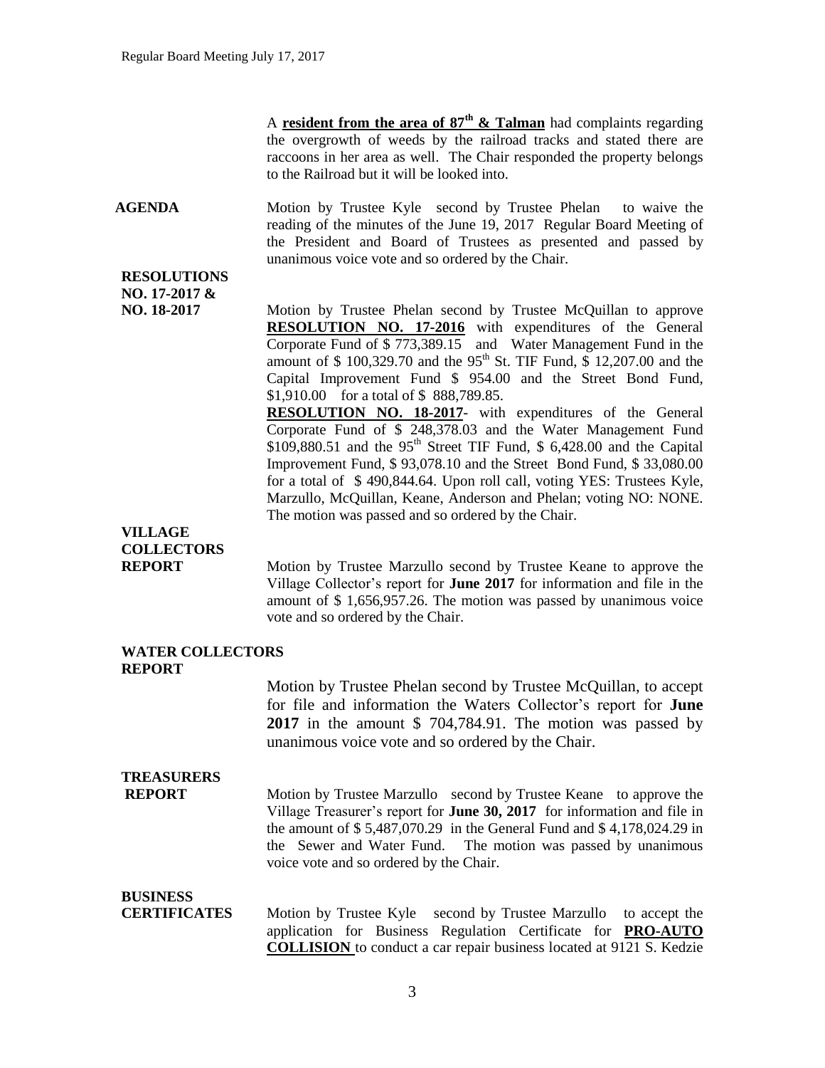A **resident from the area of 87th & Talman** had complaints regarding the overgrowth of weeds by the railroad tracks and stated there are raccoons in her area as well. The Chair responded the property belongs to the Railroad but it will be looked into.

**AGENDA**

Motion by Trustee Kyle second by Trustee Phelan to waive the reading of the minutes of the June 19, 2017 Regular Board Meeting of the President and Board of Trustees as presented and passed by unanimous voice vote and so ordered by the Chair.

**RESOLUTIONS NO. 17-2017 & NO. 18-2017**

Motion by Trustee Phelan second by Trustee McQuillan to approve **RESOLUTION NO. 17-2016** with expenditures of the General Corporate Fund of $ 773,389.15 and Water Management Fund in the amount of $ 100,329.70 and the 95th St. TIF Fund, $ 12,207.00 and the Capital Improvement Fund $ 954.00 and the Street Bond Fund, $1,910.00 for a total of $ 888,789.85.

**RESOLUTION NO. 18-2017**- with expenditures of the General Corporate Fund of $ 248,378.03 and the Water Management Fund $109,880.51 and the 95th Street TIF Fund, $ 6,428.00 and the Capital Improvement Fund, $ 93,078.10 and the Street Bond Fund, $ 33,080.00 for a total of $ 490,844.64. Upon roll call, voting YES: Trustees Kyle, Marzullo, McQuillan, Keane, Anderson and Phelan; voting NO: NONE. The motion was passed and so ordered by the Chair.

**VILLAGE COLLECTORS REPORT**

Motion by Trustee Marzullo second by Trustee Keane to approve the Village Collector's report for **June 2017** for information and file in the amount of $ 1,656,957.26. The motion was passed by unanimous voice vote and so ordered by the Chair.

**WATER COLLECTORS REPORT**

Motion by Trustee Phelan second by Trustee McQuillan, to accept for file and information the Waters Collector's report for **June 2017** in the amount $ 704,784.91. The motion was passed by unanimous voice vote and so ordered by the Chair.

**TREASURERS REPORT**

Motion by Trustee Marzullo second by Trustee Keane to approve the Village Treasurer's report for **June 30, 2017** for information and file in the amount of $ 5,487,070.29 in the General Fund and $ 4,178,024.29 in the Sewer and Water Fund. The motion was passed by unanimous voice vote and so ordered by the Chair.

**BUSINESS CERTIFICATES**

Motion by Trustee Kyle second by Trustee Marzullo to accept the application for Business Regulation Certificate for **PRO-AUTO COLLISION** to conduct a car repair business located at 9121 S. Kedzie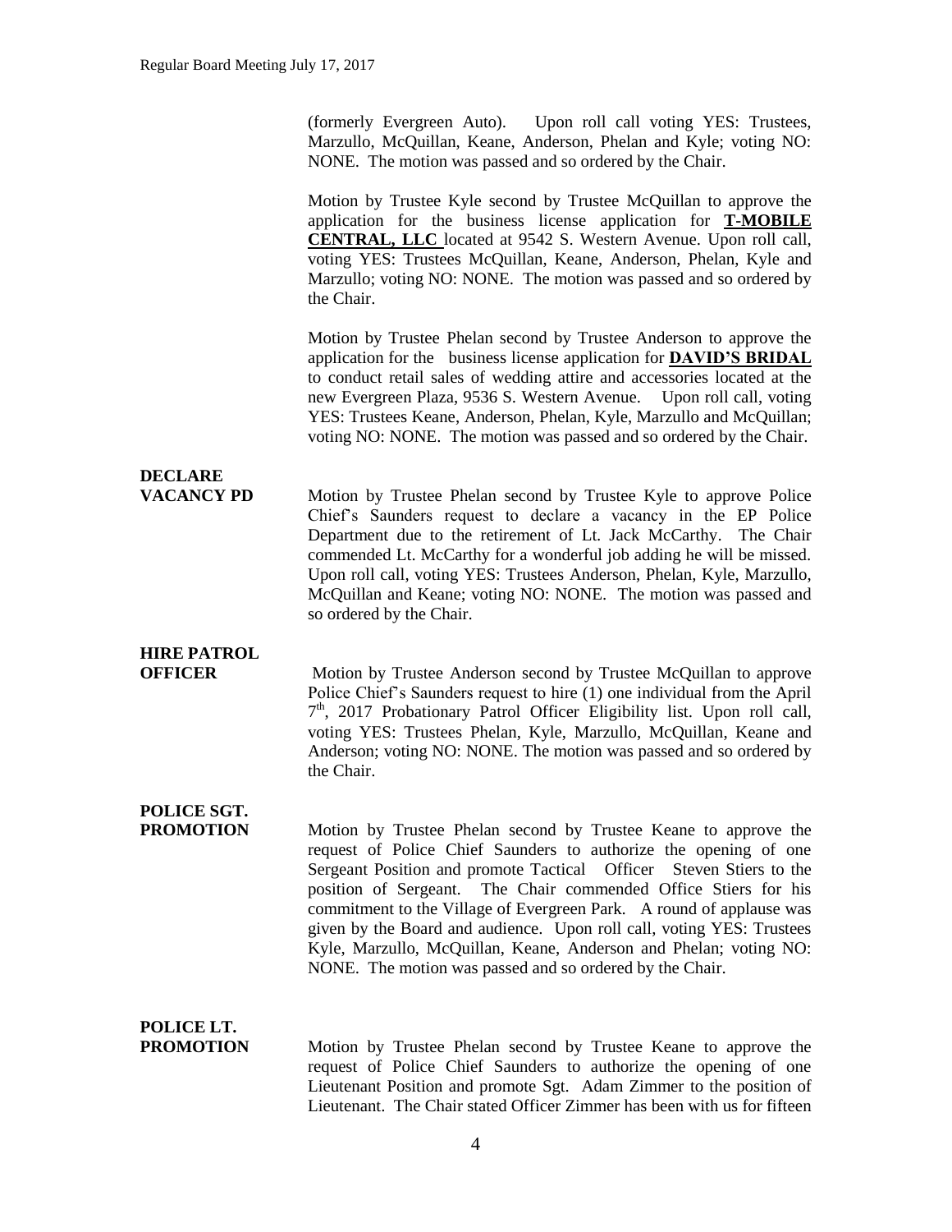(formerly Evergreen Auto). Upon roll call voting YES: Trustees, Marzullo, McQuillan, Keane, Anderson, Phelan and Kyle; voting NO: NONE. The motion was passed and so ordered by the Chair.

Motion by Trustee Kyle second by Trustee McQuillan to approve the application for the business license application for **T-MOBILE CENTRAL, LLC** located at 9542 S. Western Avenue. Upon roll call, voting YES: Trustees McQuillan, Keane, Anderson, Phelan, Kyle and Marzullo; voting NO: NONE. The motion was passed and so ordered by the Chair.

Motion by Trustee Phelan second by Trustee Anderson to approve the application for the business license application for **DAVID'S BRIDAL** to conduct retail sales of wedding attire and accessories located at the new Evergreen Plaza, 9536 S. Western Avenue. Upon roll call, voting YES: Trustees Keane, Anderson, Phelan, Kyle, Marzullo and McQuillan; voting NO: NONE. The motion was passed and so ordered by the Chair.

**DECLARE VACANCY PD**

Motion by Trustee Phelan second by Trustee Kyle to approve Police Chief's Saunders request to declare a vacancy in the EP Police Department due to the retirement of Lt. Jack McCarthy. The Chair commended Lt. McCarthy for a wonderful job adding he will be missed. Upon roll call, voting YES: Trustees Anderson, Phelan, Kyle, Marzullo, McQuillan and Keane; voting NO: NONE. The motion was passed and so ordered by the Chair.

**HIRE PATROL OFFICER**

Motion by Trustee Anderson second by Trustee McQuillan to approve Police Chief's Saunders request to hire (1) one individual from the April 7th, 2017 Probationary Patrol Officer Eligibility list. Upon roll call, voting YES: Trustees Phelan, Kyle, Marzullo, McQuillan, Keane and Anderson; voting NO: NONE. The motion was passed and so ordered by the Chair.

**POLICE SGT. PROMOTION**

Motion by Trustee Phelan second by Trustee Keane to approve the request of Police Chief Saunders to authorize the opening of one Sergeant Position and promote Tactical Officer Steven Stiers to the position of Sergeant. The Chair commended Office Stiers for his commitment to the Village of Evergreen Park. A round of applause was given by the Board and audience. Upon roll call, voting YES: Trustees Kyle, Marzullo, McQuillan, Keane, Anderson and Phelan; voting NO: NONE. The motion was passed and so ordered by the Chair.

**POLICE LT. PROMOTION**

Motion by Trustee Phelan second by Trustee Keane to approve the request of Police Chief Saunders to authorize the opening of one Lieutenant Position and promote Sgt. Adam Zimmer to the position of Lieutenant. The Chair stated Officer Zimmer has been with us for fifteen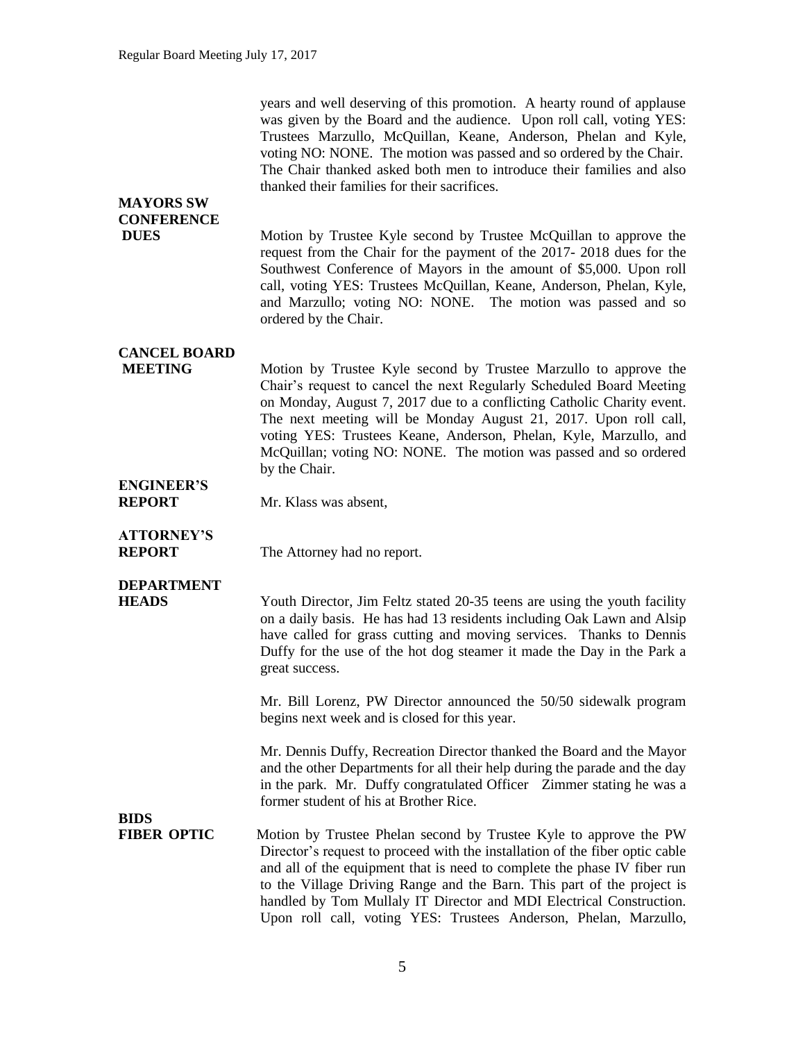years and well deserving of this promotion. A hearty round of applause was given by the Board and the audience. Upon roll call, voting YES: Trustees Marzullo, McQuillan, Keane, Anderson, Phelan and Kyle, voting NO: NONE. The motion was passed and so ordered by the Chair. The Chair thanked asked both men to introduce their families and also thanked their families for their sacrifices.

**MAYORS SW CONFERENCE DUES**

Motion by Trustee Kyle second by Trustee McQuillan to approve the request from the Chair for the payment of the 2017- 2018 dues for the Southwest Conference of Mayors in the amount of $5,000. Upon roll call, voting YES: Trustees McQuillan, Keane, Anderson, Phelan, Kyle, and Marzullo; voting NO: NONE. The motion was passed and so ordered by the Chair.

**CANCEL BOARD MEETING**

Motion by Trustee Kyle second by Trustee Marzullo to approve the Chair's request to cancel the next Regularly Scheduled Board Meeting on Monday, August 7, 2017 due to a conflicting Catholic Charity event. The next meeting will be Monday August 21, 2017. Upon roll call, voting YES: Trustees Keane, Anderson, Phelan, Kyle, Marzullo, and McQuillan; voting NO: NONE. The motion was passed and so ordered by the Chair.

**ENGINEER'S REPORT**

Mr. Klass was absent,

**ATTORNEY'S REPORT**

The Attorney had no report.

**DEPARTMENT HEADS**

Youth Director, Jim Feltz stated 20-35 teens are using the youth facility on a daily basis. He has had 13 residents including Oak Lawn and Alsip have called for grass cutting and moving services. Thanks to Dennis Duffy for the use of the hot dog steamer it made the Day in the Park a great success.

Mr. Bill Lorenz, PW Director announced the 50/50 sidewalk program begins next week and is closed for this year.

Mr. Dennis Duffy, Recreation Director thanked the Board and the Mayor and the other Departments for all their help during the parade and the day in the park. Mr. Duffy congratulated Officer Zimmer stating he was a former student of his at Brother Rice.

**BIDS**

**FIBER OPTIC**

Motion by Trustee Phelan second by Trustee Kyle to approve the PW Director's request to proceed with the installation of the fiber optic cable and all of the equipment that is need to complete the phase IV fiber run to the Village Driving Range and the Barn. This part of the project is handled by Tom Mullaly IT Director and MDI Electrical Construction. Upon roll call, voting YES: Trustees Anderson, Phelan, Marzullo,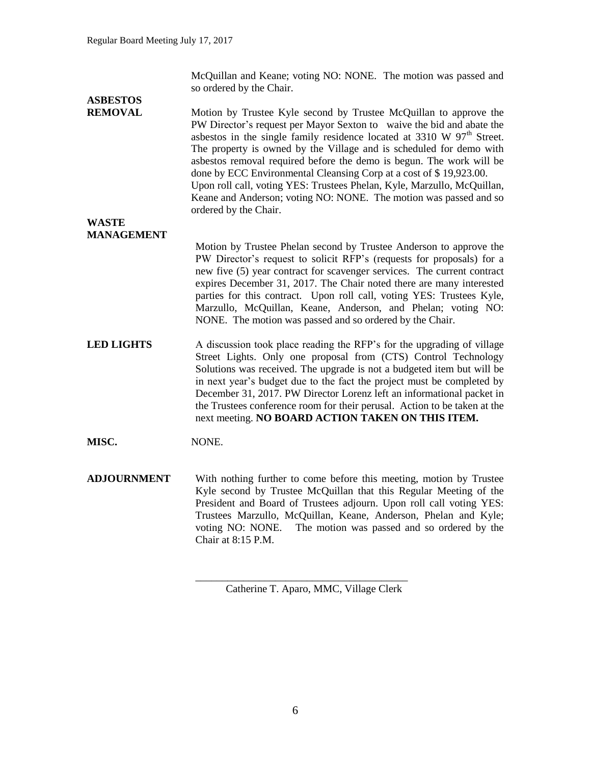McQuillan and Keane; voting NO: NONE. The motion was passed and so ordered by the Chair.

**ASBESTOS REMOVAL**

Motion by Trustee Kyle second by Trustee McQuillan to approve the PW Director's request per Mayor Sexton to waive the bid and abate the asbestos in the single family residence located at 3310 W 97th Street. The property is owned by the Village and is scheduled for demo with asbestos removal required before the demo is begun. The work will be done by ECC Environmental Cleansing Corp at a cost of $ 19,923.00. Upon roll call, voting YES: Trustees Phelan, Kyle, Marzullo, McQuillan, Keane and Anderson; voting NO: NONE. The motion was passed and so ordered by the Chair.

**WASTE MANAGEMENT**

Motion by Trustee Phelan second by Trustee Anderson to approve the PW Director's request to solicit RFP's (requests for proposals) for a new five (5) year contract for scavenger services. The current contract expires December 31, 2017. The Chair noted there are many interested parties for this contract. Upon roll call, voting YES: Trustees Kyle, Marzullo, McQuillan, Keane, Anderson, and Phelan; voting NO: NONE. The motion was passed and so ordered by the Chair.

**LED LIGHTS**

A discussion took place reading the RFP's for the upgrading of village Street Lights. Only one proposal from (CTS) Control Technology Solutions was received. The upgrade is not a budgeted item but will be in next year's budget due to the fact the project must be completed by December 31, 2017. PW Director Lorenz left an informational packet in the Trustees conference room for their perusal. Action to be taken at the next meeting. **NO BOARD ACTION TAKEN ON THIS ITEM.**

**MISC.**

NONE.

**ADJOURNMENT**

With nothing further to come before this meeting, motion by Trustee Kyle second by Trustee McQuillan that this Regular Meeting of the President and Board of Trustees adjourn. Upon roll call voting YES: Trustees Marzullo, McQuillan, Keane, Anderson, Phelan and Kyle; voting NO: NONE. The motion was passed and so ordered by the Chair at 8:15 P.M.

\_\_\_\_\_\_\_\_\_\_\_\_\_\_\_\_\_\_\_\_\_\_\_\_\_\_\_\_\_\_\_\_\_\_\_\_\_\_\_\_

Catherine T. Aparo, MMC, Village Clerk